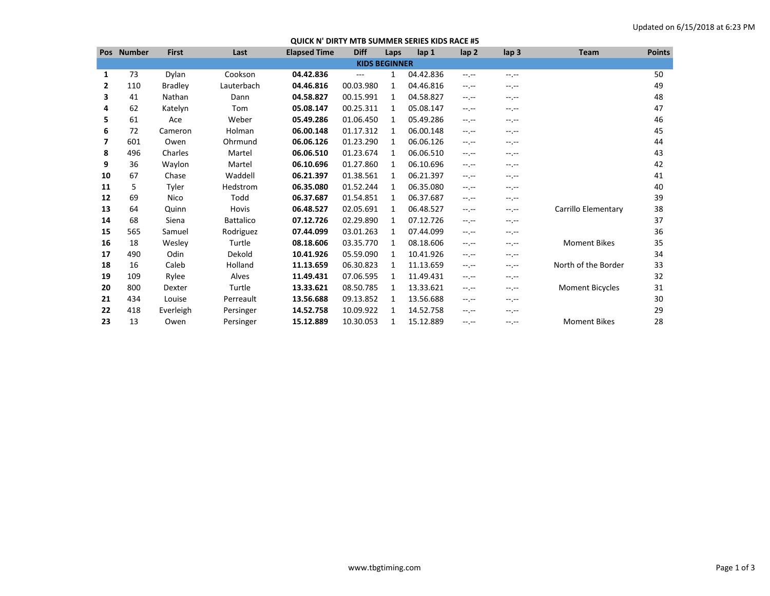Updated on 6/15/2018 at 6:23 PM

# QUICK N' DIRTY MTB SUMMER SERIES KIDS RACE #5

| Pos | Number | First | Last | Elapsed Time | Diff | Laps | lap 1 | lap 2 | lap 3 | Team | Points |
|---|---|---|---|---|---|---|---|---|---|---|---|
| **KIDS BEGINNER** | | | | | | | | | | | |
| **1** | 73 | Dylan | Cookson | **04.42.836** | --- | 1 | 04.42.836 | --.-- | --.-- | | 50 |
| **2** | 110 | Bradley | Lauterbach | **04.46.816** | 00.03.980 | 1 | 04.46.816 | --.-- | --.-- | | 49 |
| **3** | 41 | Nathan | Dann | **04.58.827** | 00.15.991 | 1 | 04.58.827 | --.-- | --.-- | | 48 |
| **4** | 62 | Katelyn | Tom | **05.08.147** | 00.25.311 | 1 | 05.08.147 | --.-- | --.-- | | 47 |
| **5** | 61 | Ace | Weber | **05.49.286** | 01.06.450 | 1 | 05.49.286 | --.-- | --.-- | | 46 |
| **6** | 72 | Cameron | Holman | **06.00.148** | 01.17.312 | 1 | 06.00.148 | --.-- | --.-- | | 45 |
| **7** | 601 | Owen | Ohrmund | **06.06.126** | 01.23.290 | 1 | 06.06.126 | --.-- | --.-- | | 44 |
| **8** | 496 | Charles | Martel | **06.06.510** | 01.23.674 | 1 | 06.06.510 | --.-- | --.-- | | 43 |
| **9** | 36 | Waylon | Martel | **06.10.696** | 01.27.860 | 1 | 06.10.696 | --.-- | --.-- | | 42 |
| **10** | 67 | Chase | Waddell | **06.21.397** | 01.38.561 | 1 | 06.21.397 | --.-- | --.-- | | 41 |
| **11** | 5 | Tyler | Hedstrom | **06.35.080** | 01.52.244 | 1 | 06.35.080 | --.-- | --.-- | | 40 |
| **12** | 69 | Nico | Todd | **06.37.687** | 01.54.851 | 1 | 06.37.687 | --.-- | --.-- | | 39 |
| **13** | 64 | Quinn | Hovis | **06.48.527** | 02.05.691 | 1 | 06.48.527 | --.-- | --.-- | Carrillo Elementary | 38 |
| **14** | 68 | Siena | Battalico | **07.12.726** | 02.29.890 | 1 | 07.12.726 | --.-- | --.-- | | 37 |
| **15** | 565 | Samuel | Rodriguez | **07.44.099** | 03.01.263 | 1 | 07.44.099 | --.-- | --.-- | | 36 |
| **16** | 18 | Wesley | Turtle | **08.18.606** | 03.35.770 | 1 | 08.18.606 | --.-- | --.-- | Moment Bikes | 35 |
| **17** | 490 | Odin | Dekold | **10.41.926** | 05.59.090 | 1 | 10.41.926 | --.-- | --.-- | | 34 |
| **18** | 16 | Caleb | Holland | **11.13.659** | 06.30.823 | 1 | 11.13.659 | --.-- | --.-- | North of the Border | 33 |
| **19** | 109 | Rylee | Alves | **11.49.431** | 07.06.595 | 1 | 11.49.431 | --.-- | --.-- | | 32 |
| **20** | 800 | Dexter | Turtle | **13.33.621** | 08.50.785 | 1 | 13.33.621 | --.-- | --.-- | Moment Bicycles | 31 |
| **21** | 434 | Louise | Perreault | **13.56.688** | 09.13.852 | 1 | 13.56.688 | --.-- | --.-- | | 30 |
| **22** | 418 | Everleigh | Persinger | **14.52.758** | 10.09.922 | 1 | 14.52.758 | --.-- | --.-- | | 29 |
| **23** | 13 | Owen | Persinger | **15.12.889** | 10.30.053 | 1 | 15.12.889 | --.-- | --.-- | Moment Bikes | 28 |

www.tbgtiming.com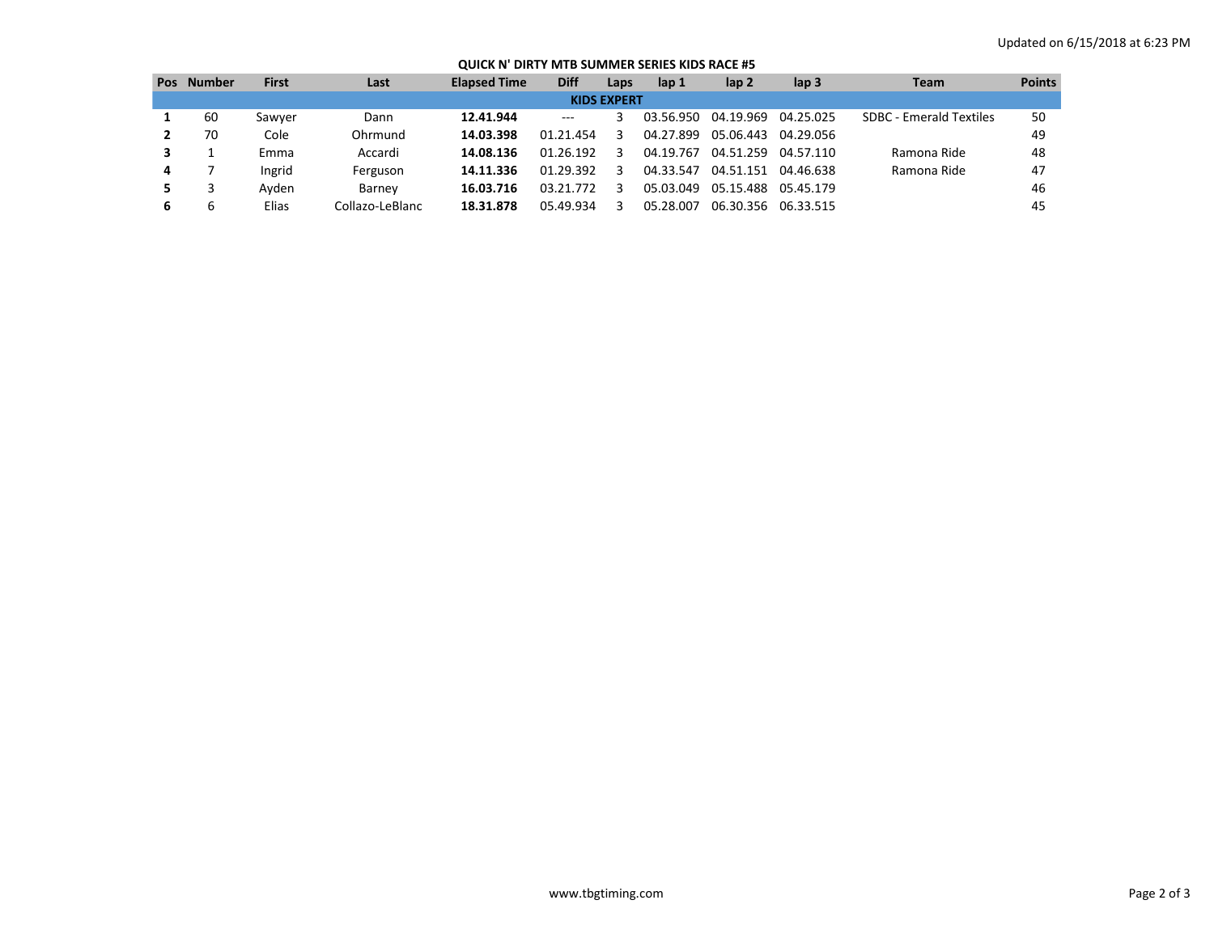Updated on 6/15/2018 at 6:23 PM

**QUICK N' DIRTY MTB SUMMER SERIES KIDS RACE #5**

| Pos | Number | First | Last | Elapsed Time | Diff | Laps | lap 1 | lap 2 | lap 3 | Team | Points |
|---|---|---|---|---|---|---|---|---|---|---|---|
| **KIDS EXPERT** | | | | | | | | | | | |
| **1** | 60 | Sawyer | Dann | **12.41.944** | --- | 3 | 03.56.950 | 04.19.969 | 04.25.025 | SDBC - Emerald Textiles | 50 |
| **2** | 70 | Cole | Ohrmund | **14.03.398** | 01.21.454 | 3 | 04.27.899 | 05.06.443 | 04.29.056 | | 49 |
| **3** | 1 | Emma | Accardi | **14.08.136** | 01.26.192 | 3 | 04.19.767 | 04.51.259 | 04.57.110 | Ramona Ride | 48 |
| **4** | 7 | Ingrid | Ferguson | **14.11.336** | 01.29.392 | 3 | 04.33.547 | 04.51.151 | 04.46.638 | Ramona Ride | 47 |
| **5** | 3 | Ayden | Barney | **16.03.716** | 03.21.772 | 3 | 05.03.049 | 05.15.488 | 05.45.179 | | 46 |
| **6** | 6 | Elias | Collazo-LeBlanc | **18.31.878** | 05.49.934 | 3 | 05.28.007 | 06.30.356 | 06.33.515 | | 45 |

www.tbgtiming.com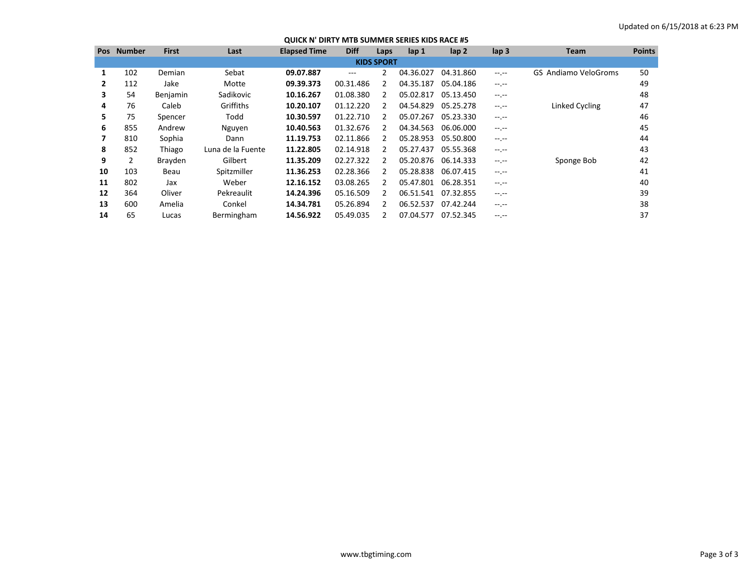Updated on 6/15/2018 at 6:23 PM

**QUICK N' DIRTY MTB SUMMER SERIES KIDS RACE #5**

| Pos | Number | First | Last | Elapsed Time | Diff | Laps | lap 1 | lap 2 | lap 3 | Team | Points |
|---|---|---|---|---|---|---|---|---|---|---|---|
| **KIDS SPORT** | | | | | | | | | | | |
| **1** | 102 | Demian | Sebat | **09.07.887** | --- | 2 | 04.36.027 | 04.31.860 | --.-- | GS Andiamo VeloGroms | 50 |
| **2** | 112 | Jake | Motte | **09.39.373** | 00.31.486 | 2 | 04.35.187 | 05.04.186 | --.-- | | 49 |
| **3** | 54 | Benjamin | Sadikovic | **10.16.267** | 01.08.380 | 2 | 05.02.817 | 05.13.450 | --.-- | | 48 |
| **4** | 76 | Caleb | Griffiths | **10.20.107** | 01.12.220 | 2 | 04.54.829 | 05.25.278 | --.-- | Linked Cycling | 47 |
| **5** | 75 | Spencer | Todd | **10.30.597** | 01.22.710 | 2 | 05.07.267 | 05.23.330 | --.-- | | 46 |
| **6** | 855 | Andrew | Nguyen | **10.40.563** | 01.32.676 | 2 | 04.34.563 | 06.06.000 | --.-- | | 45 |
| **7** | 810 | Sophia | Dann | **11.19.753** | 02.11.866 | 2 | 05.28.953 | 05.50.800 | --.-- | | 44 |
| **8** | 852 | Thiago | Luna de la Fuente | **11.22.805** | 02.14.918 | 2 | 05.27.437 | 05.55.368 | --.-- | | 43 |
| **9** | 2 | Brayden | Gilbert | **11.35.209** | 02.27.322 | 2 | 05.20.876 | 06.14.333 | --.-- | Sponge Bob | 42 |
| **10** | 103 | Beau | Spitzmiller | **11.36.253** | 02.28.366 | 2 | 05.28.838 | 06.07.415 | --.-- | | 41 |
| **11** | 802 | Jax | Weber | **12.16.152** | 03.08.265 | 2 | 05.47.801 | 06.28.351 | --.-- | | 40 |
| **12** | 364 | Oliver | Pekreaulit | **14.24.396** | 05.16.509 | 2 | 06.51.541 | 07.32.855 | --.-- | | 39 |
| **13** | 600 | Amelia | Conkel | **14.34.781** | 05.26.894 | 2 | 06.52.537 | 07.42.244 | --.-- | | 38 |
| **14** | 65 | Lucas | Bermingham | **14.56.922** | 05.49.035 | 2 | 07.04.577 | 07.52.345 | --.-- | | 37 |

www.tbgtiming.com